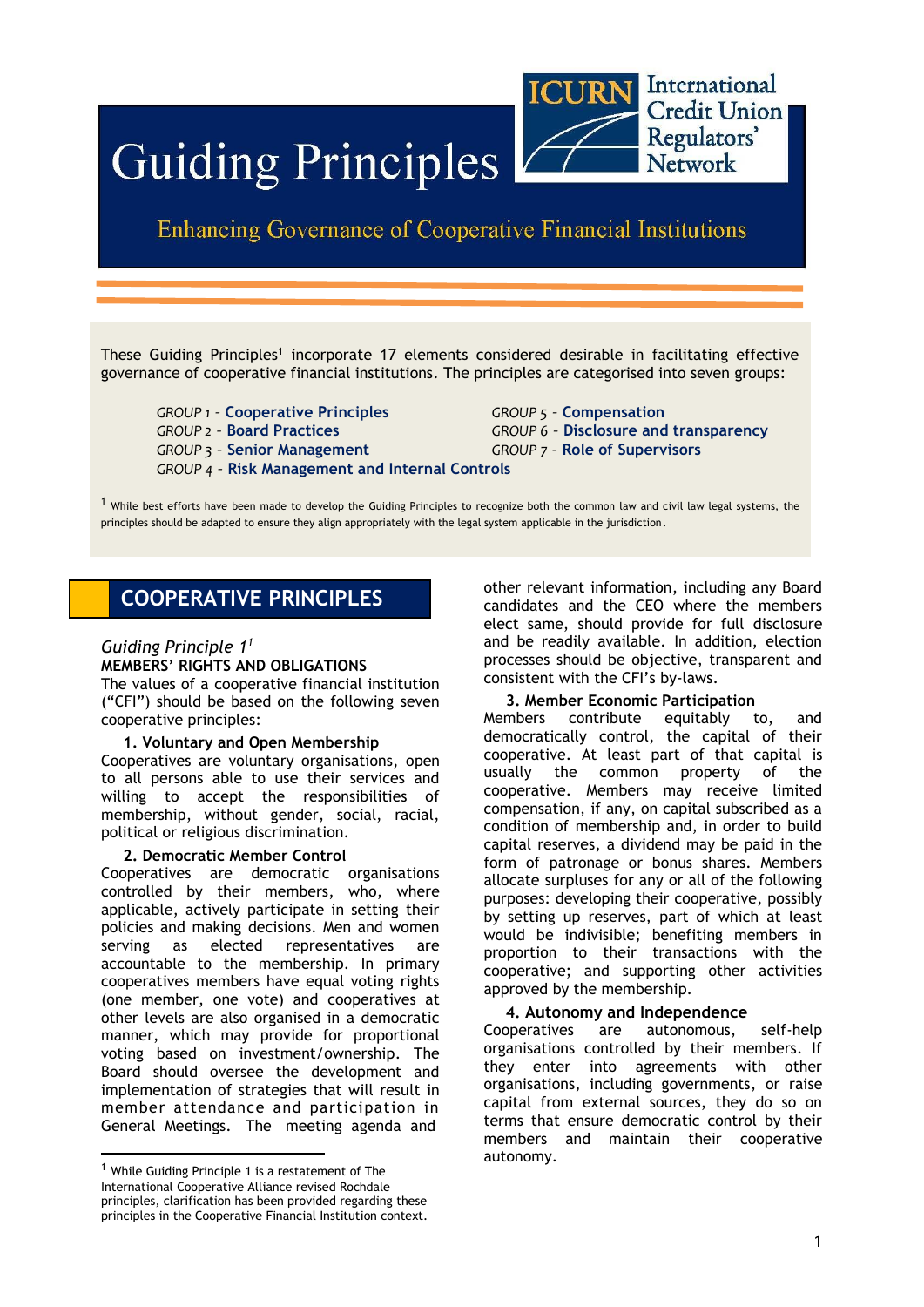# Guiding Principles

ICURN International Credit Union Regulators' Network

## Enhancing Governance of Cooperative Financial Institutions

These Guiding Principles[1] incorporate 17 elements considered desirable in facilitating effective governance of cooperative financial institutions. The principles are categorised into seven groups:

- *GROUP 1* – **Cooperative Principles**
- *GROUP 2* – **Board Practices**
- *GROUP 3* – **Senior Management**
- *GROUP 4* – **Risk Management and Internal Controls**
- *GROUP 5* – **Compensation**
- *GROUP 6* – **Disclosure and transparency**
- *GROUP 7* – **Role of Supervisors**

[1] While best efforts have been made to develop the Guiding Principles to recognize both the common law and civil law legal systems, the principles should be adapted to ensure they align appropriately with the legal system applicable in the jurisdiction.

## COOPERATIVE PRINCIPLES

*Guiding Principle 1*[1]

**MEMBERS' RIGHTS AND OBLIGATIONS**

The values of a cooperative financial institution ("CFI") should be based on the following seven cooperative principles:

**1. Voluntary and Open Membership**

Cooperatives are voluntary organisations, open to all persons able to use their services and willing to accept the responsibilities of membership, without gender, social, racial, political or religious discrimination.

**2. Democratic Member Control**

Cooperatives are democratic organisations controlled by their members, who, where applicable, actively participate in setting their policies and making decisions. Men and women serving as elected representatives are accountable to the membership. In primary cooperatives members have equal voting rights (one member, one vote) and cooperatives at other levels are also organised in a democratic manner, which may provide for proportional voting based on investment/ownership. The Board should oversee the development and implementation of strategies that will result in member attendance and participation in General Meetings. The meeting agenda and other relevant information, including any Board candidates and the CEO where the members elect same, should provide for full disclosure and be readily available. In addition, election processes should be objective, transparent and consistent with the CFI's by-laws.

**3. Member Economic Participation**

Members contribute equitably to, and democratically control, the capital of their cooperative. At least part of that capital is usually the common property of the cooperative. Members may receive limited compensation, if any, on capital subscribed as a condition of membership and, in order to build capital reserves, a dividend may be paid in the form of patronage or bonus shares. Members allocate surpluses for any or all of the following purposes: developing their cooperative, possibly by setting up reserves, part of which at least would be indivisible; benefiting members in proportion to their transactions with the cooperative; and supporting other activities approved by the membership.

**4. Autonomy and Independence**

Cooperatives are autonomous, self-help organisations controlled by their members. If they enter into agreements with other organisations, including governments, or raise capital from external sources, they do so on terms that ensure democratic control by their members and maintain their cooperative autonomy.

[1] While Guiding Principle 1 is a restatement of The International Cooperative Alliance revised Rochdale principles, clarification has been provided regarding these principles in the Cooperative Financial Institution context.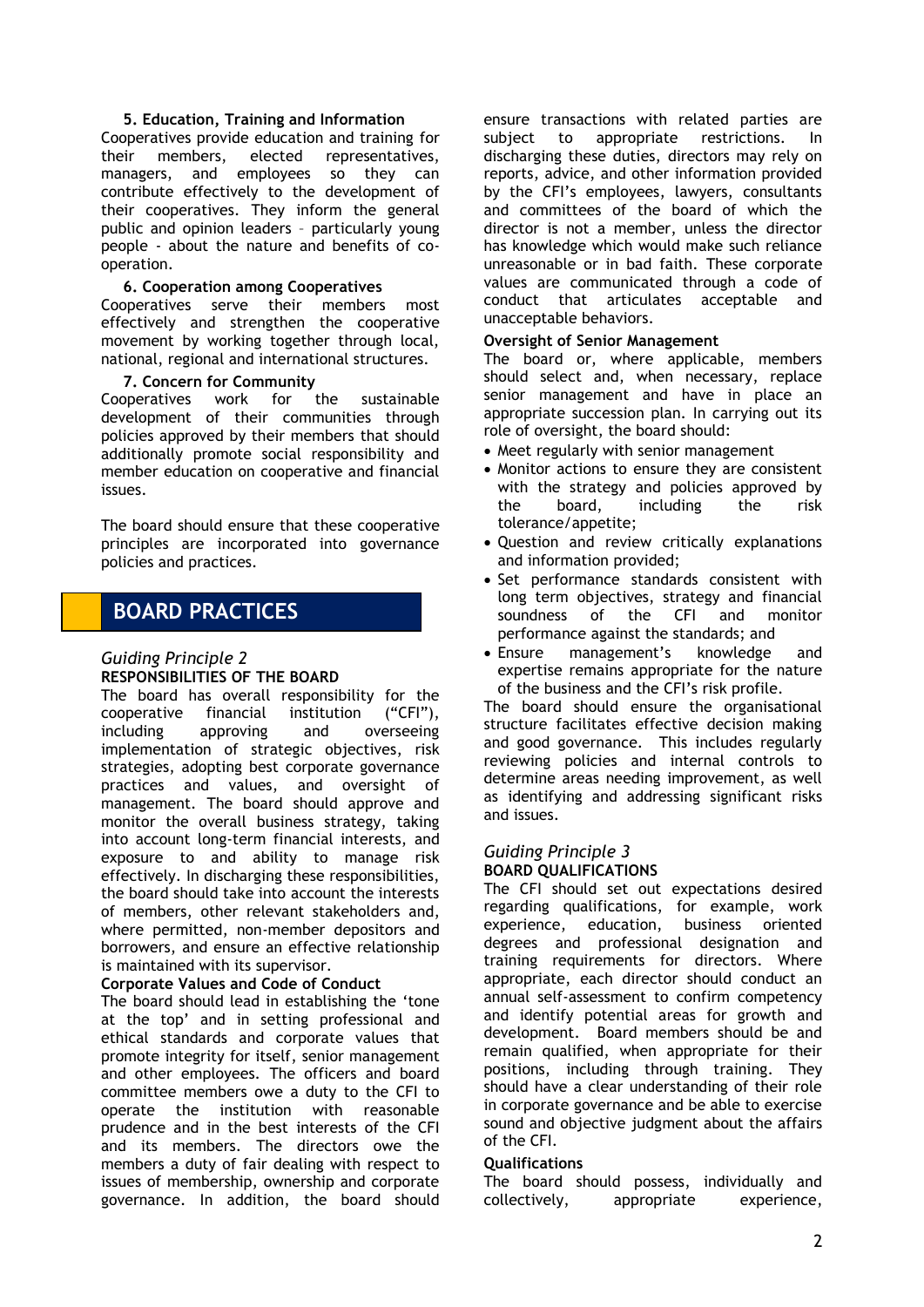### 5. Education, Training and Information

Cooperatives provide education and training for their members, elected representatives, managers, and employees so they can contribute effectively to the development of their cooperatives. They inform the general public and opinion leaders – particularly young people - about the nature and benefits of co-operation.

### 6. Cooperation among Cooperatives

Cooperatives serve their members most effectively and strengthen the cooperative movement by working together through local, national, regional and international structures.

### 7. Concern for Community

Cooperatives work for the sustainable development of their communities through policies approved by their members that should additionally promote social responsibility and member education on cooperative and financial issues.

The board should ensure that these cooperative principles are incorporated into governance policies and practices.

## BOARD PRACTICES

*Guiding Principle 2*

**RESPONSIBILITIES OF THE BOARD**

The board has overall responsibility for the cooperative financial institution ("CFI"), including approving and overseeing implementation of strategic objectives, risk strategies, adopting best corporate governance practices and values, and oversight of management. The board should approve and monitor the overall business strategy, taking into account long-term financial interests, and exposure to and ability to manage risk effectively. In discharging these responsibilities, the board should take into account the interests of members, other relevant stakeholders and, where permitted, non-member depositors and borrowers, and ensure an effective relationship is maintained with its supervisor.

**Corporate Values and Code of Conduct**

The board should lead in establishing the 'tone at the top' and in setting professional and ethical standards and corporate values that promote integrity for itself, senior management and other employees. The officers and board committee members owe a duty to the CFI to operate the institution with reasonable prudence and in the best interests of the CFI and its members. The directors owe the members a duty of fair dealing with respect to issues of membership, ownership and corporate governance. In addition, the board should ensure transactions with related parties are subject to appropriate restrictions. In discharging these duties, directors may rely on reports, advice, and other information provided by the CFI's employees, lawyers, consultants and committees of the board of which the director is not a member, unless the director has knowledge which would make such reliance unreasonable or in bad faith. These corporate values are communicated through a code of conduct that articulates acceptable and unacceptable behaviors.

**Oversight of Senior Management**

The board or, where applicable, members should select and, when necessary, replace senior management and have in place an appropriate succession plan. In carrying out its role of oversight, the board should:

- Meet regularly with senior management
- Monitor actions to ensure they are consistent with the strategy and policies approved by the board, including the risk tolerance/appetite;
- Question and review critically explanations and information provided;
- Set performance standards consistent with long term objectives, strategy and financial soundness of the CFI and monitor performance against the standards; and
- Ensure management's knowledge and expertise remains appropriate for the nature of the business and the CFI's risk profile.

The board should ensure the organisational structure facilitates effective decision making and good governance. This includes regularly reviewing policies and internal controls to determine areas needing improvement, as well as identifying and addressing significant risks and issues.

*Guiding Principle 3*

**BOARD QUALIFICATIONS**

The CFI should set out expectations desired regarding qualifications, for example, work experience, education, business oriented degrees and professional designation and training requirements for directors. Where appropriate, each director should conduct an annual self-assessment to confirm competency and identify potential areas for growth and development. Board members should be and remain qualified, when appropriate for their positions, including through training. They should have a clear understanding of their role in corporate governance and be able to exercise sound and objective judgment about the affairs of the CFI.

**Qualifications**

The board should possess, individually and collectively, appropriate experience,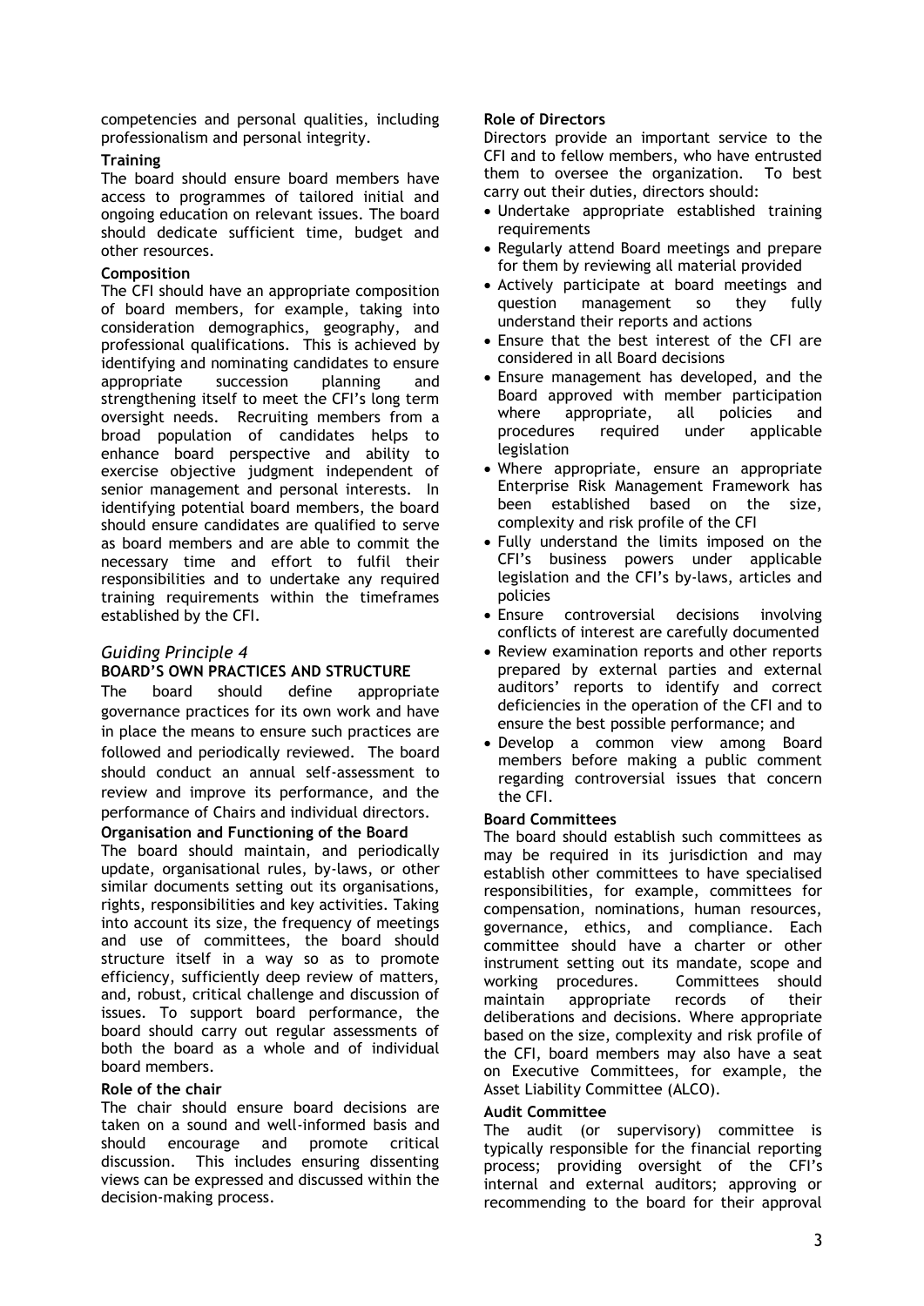competencies and personal qualities, including professionalism and personal integrity.

**Training**

The board should ensure board members have access to programmes of tailored initial and ongoing education on relevant issues. The board should dedicate sufficient time, budget and other resources.

**Composition**

The CFI should have an appropriate composition of board members, for example, taking into consideration demographics, geography, and professional qualifications. This is achieved by identifying and nominating candidates to ensure appropriate succession planning and strengthening itself to meet the CFI's long term oversight needs. Recruiting members from a broad population of candidates helps to enhance board perspective and ability to exercise objective judgment independent of senior management and personal interests. In identifying potential board members, the board should ensure candidates are qualified to serve as board members and are able to commit the necessary time and effort to fulfil their responsibilities and to undertake any required training requirements within the timeframes established by the CFI.

## *Guiding Principle 4*

### BOARD'S OWN PRACTICES AND STRUCTURE

The board should define appropriate governance practices for its own work and have in place the means to ensure such practices are followed and periodically reviewed. The board should conduct an annual self-assessment to review and improve its performance, and the performance of Chairs and individual directors.

**Organisation and Functioning of the Board**

The board should maintain, and periodically update, organisational rules, by-laws, or other similar documents setting out its organisations, rights, responsibilities and key activities. Taking into account its size, the frequency of meetings and use of committees, the board should structure itself in a way so as to promote efficiency, sufficiently deep review of matters, and, robust, critical challenge and discussion of issues. To support board performance, the board should carry out regular assessments of both the board as a whole and of individual board members.

**Role of the chair**

The chair should ensure board decisions are taken on a sound and well-informed basis and should encourage and promote critical discussion. This includes ensuring dissenting views can be expressed and discussed within the decision-making process.

**Role of Directors**

Directors provide an important service to the CFI and to fellow members, who have entrusted them to oversee the organization. To best carry out their duties, directors should:

- Undertake appropriate established training requirements
- Regularly attend Board meetings and prepare for them by reviewing all material provided
- Actively participate at board meetings and question management so they fully understand their reports and actions
- Ensure that the best interest of the CFI are considered in all Board decisions
- Ensure management has developed, and the Board approved with member participation where appropriate, all policies and procedures required under applicable legislation
- Where appropriate, ensure an appropriate Enterprise Risk Management Framework has been established based on the size, complexity and risk profile of the CFI
- Fully understand the limits imposed on the CFI's business powers under applicable legislation and the CFI's by-laws, articles and policies
- Ensure controversial decisions involving conflicts of interest are carefully documented
- Review examination reports and other reports prepared by external parties and external auditors' reports to identify and correct deficiencies in the operation of the CFI and to ensure the best possible performance; and
- Develop a common view among Board members before making a public comment regarding controversial issues that concern the CFI.

**Board Committees**

The board should establish such committees as may be required in its jurisdiction and may establish other committees to have specialised responsibilities, for example, committees for compensation, nominations, human resources, governance, ethics, and compliance. Each committee should have a charter or other instrument setting out its mandate, scope and working procedures. Committees should maintain appropriate records of their deliberations and decisions. Where appropriate based on the size, complexity and risk profile of the CFI, board members may also have a seat on Executive Committees, for example, the Asset Liability Committee (ALCO).

**Audit Committee**

The audit (or supervisory) committee is typically responsible for the financial reporting process; providing oversight of the CFI's internal and external auditors; approving or recommending to the board for their approval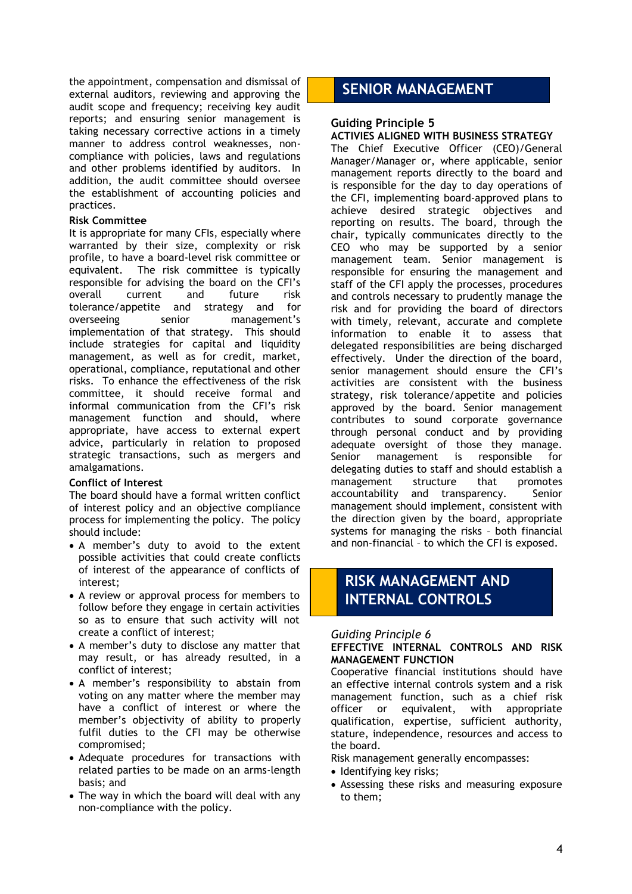the appointment, compensation and dismissal of external auditors, reviewing and approving the audit scope and frequency; receiving key audit reports; and ensuring senior management is taking necessary corrective actions in a timely manner to address control weaknesses, non-compliance with policies, laws and regulations and other problems identified by auditors. In addition, the audit committee should oversee the establishment of accounting policies and practices.

**Risk Committee**

It is appropriate for many CFIs, especially where warranted by their size, complexity or risk profile, to have a board-level risk committee or equivalent. The risk committee is typically responsible for advising the board on the CFI's overall current and future risk tolerance/appetite and strategy and for overseeing senior management's implementation of that strategy. This should include strategies for capital and liquidity management, as well as for credit, market, operational, compliance, reputational and other risks. To enhance the effectiveness of the risk committee, it should receive formal and informal communication from the CFI's risk management function and should, where appropriate, have access to external expert advice, particularly in relation to proposed strategic transactions, such as mergers and amalgamations.

**Conflict of Interest**

The board should have a formal written conflict of interest policy and an objective compliance process for implementing the policy. The policy should include:

- A member's duty to avoid to the extent possible activities that could create conflicts of interest of the appearance of conflicts of interest;
- A review or approval process for members to follow before they engage in certain activities so as to ensure that such activity will not create a conflict of interest;
- A member's duty to disclose any matter that may result, or has already resulted, in a conflict of interest;
- A member's responsibility to abstain from voting on any matter where the member may have a conflict of interest or where the member's objectivity of ability to properly fulfil duties to the CFI may be otherwise compromised;
- Adequate procedures for transactions with related parties to be made on an arms-length basis; and
- The way in which the board will deal with any non-compliance with the policy.

## SENIOR MANAGEMENT

### Guiding Principle 5

**ACTIVIES ALIGNED WITH BUSINESS STRATEGY**

The Chief Executive Officer (CEO)/General Manager/Manager or, where applicable, senior management reports directly to the board and is responsible for the day to day operations of the CFI, implementing board-approved plans to achieve desired strategic objectives and reporting on results. The board, through the chair, typically communicates directly to the CEO who may be supported by a senior management team. Senior management is responsible for ensuring the management and staff of the CFI apply the processes, procedures and controls necessary to prudently manage the risk and for providing the board of directors with timely, relevant, accurate and complete information to enable it to assess that delegated responsibilities are being discharged effectively. Under the direction of the board, senior management should ensure the CFI's activities are consistent with the business strategy, risk tolerance/appetite and policies approved by the board. Senior management contributes to sound corporate governance through personal conduct and by providing adequate oversight of those they manage. Senior management is responsible for delegating duties to staff and should establish a management structure that promotes accountability and transparency. Senior management should implement, consistent with the direction given by the board, appropriate systems for managing the risks – both financial and non-financial – to which the CFI is exposed.

## RISK MANAGEMENT AND INTERNAL CONTROLS

### *Guiding Principle 6*

**EFFECTIVE INTERNAL CONTROLS AND RISK MANAGEMENT FUNCTION**

Cooperative financial institutions should have an effective internal controls system and a risk management function, such as a chief risk officer or equivalent, with appropriate qualification, expertise, sufficient authority, stature, independence, resources and access to the board.

Risk management generally encompasses:

- Identifying key risks;
- Assessing these risks and measuring exposure to them;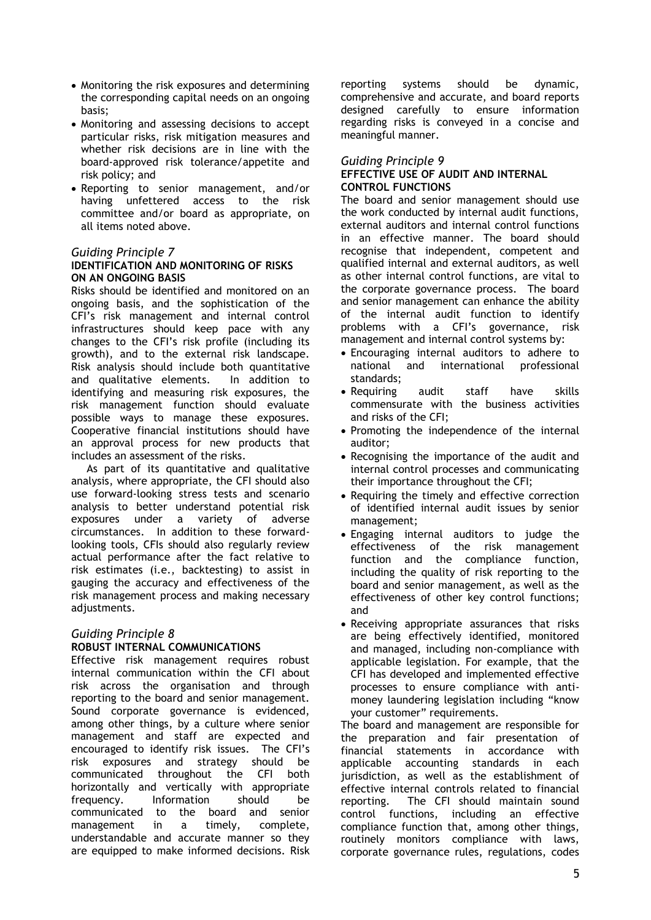- Monitoring the risk exposures and determining the corresponding capital needs on an ongoing basis;
- Monitoring and assessing decisions to accept particular risks, risk mitigation measures and whether risk decisions are in line with the board-approved risk tolerance/appetite and risk policy; and
- Reporting to senior management, and/or having unfettered access to the risk committee and/or board as appropriate, on all items noted above.

### *Guiding Principle 7*

**IDENTIFICATION AND MONITORING OF RISKS ON AN ONGOING BASIS**

Risks should be identified and monitored on an ongoing basis, and the sophistication of the CFI's risk management and internal control infrastructures should keep pace with any changes to the CFI's risk profile (including its growth), and to the external risk landscape. Risk analysis should include both quantitative and qualitative elements. In addition to identifying and measuring risk exposures, the risk management function should evaluate possible ways to manage these exposures. Cooperative financial institutions should have an approval process for new products that includes an assessment of the risks.

As part of its quantitative and qualitative analysis, where appropriate, the CFI should also use forward-looking stress tests and scenario analysis to better understand potential risk exposures under a variety of adverse circumstances. In addition to these forward-looking tools, CFIs should also regularly review actual performance after the fact relative to risk estimates (i.e., backtesting) to assist in gauging the accuracy and effectiveness of the risk management process and making necessary adjustments.

### *Guiding Principle 8*

**ROBUST INTERNAL COMMUNICATIONS**

Effective risk management requires robust internal communication within the CFI about risk across the organisation and through reporting to the board and senior management. Sound corporate governance is evidenced, among other things, by a culture where senior management and staff are expected and encouraged to identify risk issues. The CFI's risk exposures and strategy should be communicated throughout the CFI both horizontally and vertically with appropriate frequency. Information should be communicated to the board and senior management in a timely, complete, understandable and accurate manner so they are equipped to make informed decisions. Risk reporting systems should be dynamic, comprehensive and accurate, and board reports designed carefully to ensure information regarding risks is conveyed in a concise and meaningful manner.

### *Guiding Principle 9*

**EFFECTIVE USE OF AUDIT AND INTERNAL CONTROL FUNCTIONS**

The board and senior management should use the work conducted by internal audit functions, external auditors and internal control functions in an effective manner. The board should recognise that independent, competent and qualified internal and external auditors, as well as other internal control functions, are vital to the corporate governance process. The board and senior management can enhance the ability of the internal audit function to identify problems with a CFI's governance, risk management and internal control systems by:

- Encouraging internal auditors to adhere to national and international professional standards;
- Requiring audit staff have skills commensurate with the business activities and risks of the CFI;
- Promoting the independence of the internal auditor;
- Recognising the importance of the audit and internal control processes and communicating their importance throughout the CFI;
- Requiring the timely and effective correction of identified internal audit issues by senior management;
- Engaging internal auditors to judge the effectiveness of the risk management function and the compliance function, including the quality of risk reporting to the board and senior management, as well as the effectiveness of other key control functions; and
- Receiving appropriate assurances that risks are being effectively identified, monitored and managed, including non-compliance with applicable legislation. For example, that the CFI has developed and implemented effective processes to ensure compliance with anti-money laundering legislation including "know your customer" requirements.

The board and management are responsible for the preparation and fair presentation of financial statements in accordance with applicable accounting standards in each jurisdiction, as well as the establishment of effective internal controls related to financial reporting. The CFI should maintain sound control functions, including an effective compliance function that, among other things, routinely monitors compliance with laws, corporate governance rules, regulations, codes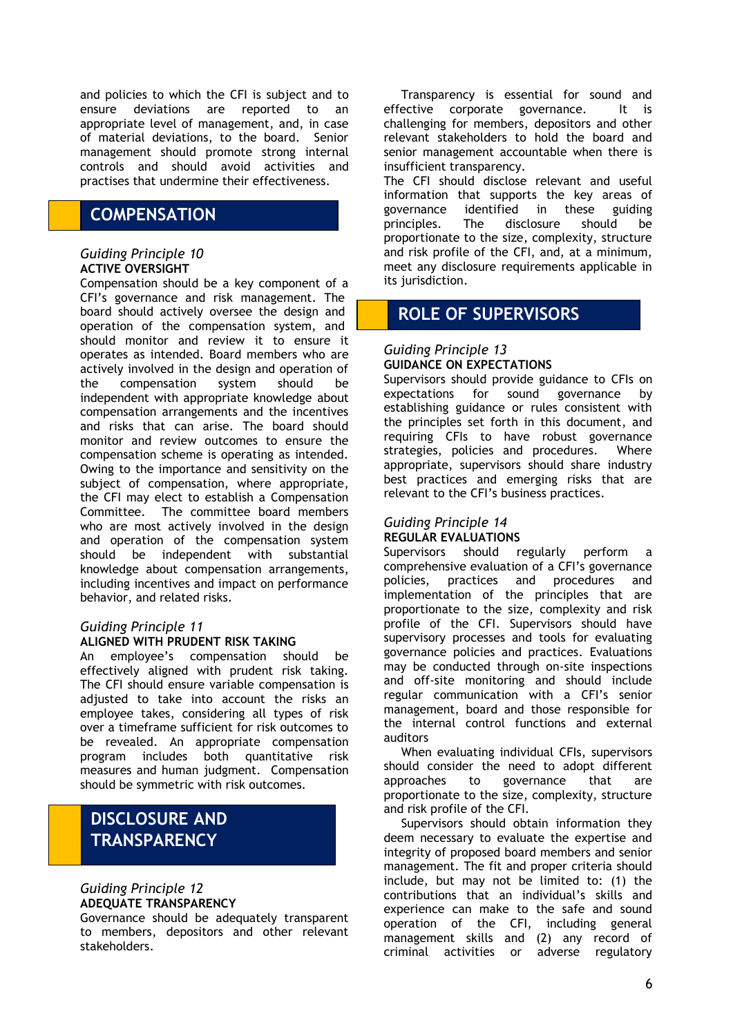and policies to which the CFI is subject and to ensure deviations are reported to an appropriate level of management, and, in case of material deviations, to the board. Senior management should promote strong internal controls and should avoid activities and practises that undermine their effectiveness.

## COMPENSATION

*Guiding Principle 10*
**ACTIVE OVERSIGHT**

Compensation should be a key component of a CFI's governance and risk management. The board should actively oversee the design and operation of the compensation system, and should monitor and review it to ensure it operates as intended. Board members who are actively involved in the design and operation of the compensation system should be independent with appropriate knowledge about compensation arrangements and the incentives and risks that can arise. The board should monitor and review outcomes to ensure the compensation scheme is operating as intended. Owing to the importance and sensitivity on the subject of compensation, where appropriate, the CFI may elect to establish a Compensation Committee. The committee board members who are most actively involved in the design and operation of the compensation system should be independent with substantial knowledge about compensation arrangements, including incentives and impact on performance behavior, and related risks.

*Guiding Principle 11*
**ALIGNED WITH PRUDENT RISK TAKING**

An employee's compensation should be effectively aligned with prudent risk taking. The CFI should ensure variable compensation is adjusted to take into account the risks an employee takes, considering all types of risk over a timeframe sufficient for risk outcomes to be revealed. An appropriate compensation program includes both quantitative risk measures and human judgment. Compensation should be symmetric with risk outcomes.

## DISCLOSURE AND TRANSPARENCY

*Guiding Principle 12*
**ADEQUATE TRANSPARENCY**

Governance should be adequately transparent to members, depositors and other relevant stakeholders.

Transparency is essential for sound and effective corporate governance. It is challenging for members, depositors and other relevant stakeholders to hold the board and senior management accountable when there is insufficient transparency.

The CFI should disclose relevant and useful information that supports the key areas of governance identified in these guiding principles. The disclosure should be proportionate to the size, complexity, structure and risk profile of the CFI, and, at a minimum, meet any disclosure requirements applicable in its jurisdiction.

## ROLE OF SUPERVISORS

*Guiding Principle 13*
**GUIDANCE ON EXPECTATIONS**

Supervisors should provide guidance to CFIs on expectations for sound governance by establishing guidance or rules consistent with the principles set forth in this document, and requiring CFIs to have robust governance strategies, policies and procedures. Where appropriate, supervisors should share industry best practices and emerging risks that are relevant to the CFI's business practices.

*Guiding Principle 14*
**REGULAR EVALUATIONS**

Supervisors should regularly perform a comprehensive evaluation of a CFI's governance policies, practices and procedures and implementation of the principles that are proportionate to the size, complexity and risk profile of the CFI. Supervisors should have supervisory processes and tools for evaluating governance policies and practices. Evaluations may be conducted through on-site inspections and off-site monitoring and should include regular communication with a CFI's senior management, board and those responsible for the internal control functions and external auditors

When evaluating individual CFIs, supervisors should consider the need to adopt different approaches to governance that are proportionate to the size, complexity, structure and risk profile of the CFI.

Supervisors should obtain information they deem necessary to evaluate the expertise and integrity of proposed board members and senior management. The fit and proper criteria should include, but may not be limited to: (1) the contributions that an individual's skills and experience can make to the safe and sound operation of the CFI, including general management skills and (2) any record of criminal activities or adverse regulatory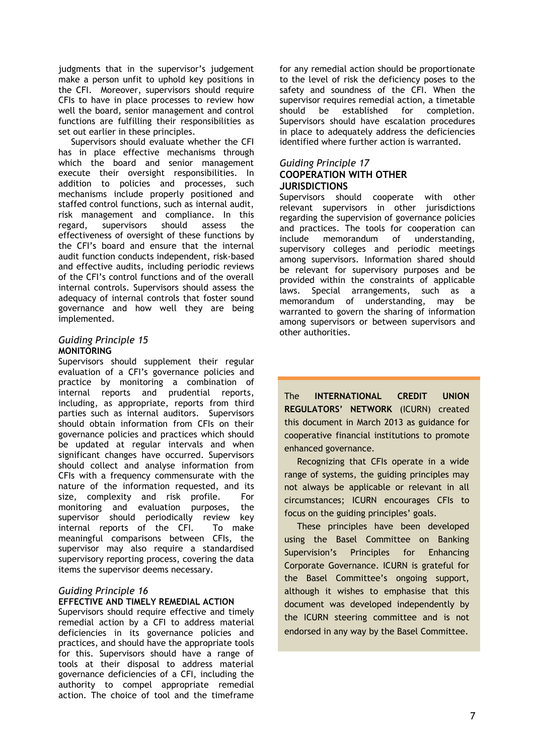judgments that in the supervisor's judgement make a person unfit to uphold key positions in the CFI. Moreover, supervisors should require CFIs to have in place processes to review how well the board, senior management and control functions are fulfilling their responsibilities as set out earlier in these principles.

Supervisors should evaluate whether the CFI has in place effective mechanisms through which the board and senior management execute their oversight responsibilities. In addition to policies and processes, such mechanisms include properly positioned and staffed control functions, such as internal audit, risk management and compliance. In this regard, supervisors should assess the effectiveness of oversight of these functions by the CFI's board and ensure that the internal audit function conducts independent, risk-based and effective audits, including periodic reviews of the CFI's control functions and of the overall internal controls. Supervisors should assess the adequacy of internal controls that foster sound governance and how well they are being implemented.

### *Guiding Principle 15*
### **MONITORING**

Supervisors should supplement their regular evaluation of a CFI's governance policies and practice by monitoring a combination of internal reports and prudential reports, including, as appropriate, reports from third parties such as internal auditors. Supervisors should obtain information from CFIs on their governance policies and practices which should be updated at regular intervals and when significant changes have occurred. Supervisors should collect and analyse information from CFIs with a frequency commensurate with the nature of the information requested, and its size, complexity and risk profile. For monitoring and evaluation purposes, the supervisor should periodically review key internal reports of the CFI. To make meaningful comparisons between CFIs, the supervisor may also require a standardised supervisory reporting process, covering the data items the supervisor deems necessary.

### *Guiding Principle 16*
### **EFFECTIVE AND TIMELY REMEDIAL ACTION**

Supervisors should require effective and timely remedial action by a CFI to address material deficiencies in its governance policies and practices, and should have the appropriate tools for this. Supervisors should have a range of tools at their disposal to address material governance deficiencies of a CFI, including the authority to compel appropriate remedial action. The choice of tool and the timeframe for any remedial action should be proportionate to the level of risk the deficiency poses to the safety and soundness of the CFI. When the supervisor requires remedial action, a timetable should be established for completion. Supervisors should have escalation procedures in place to adequately address the deficiencies identified where further action is warranted.

### *Guiding Principle 17*
### **COOPERATION WITH OTHER JURISDICTIONS**

Supervisors should cooperate with other relevant supervisors in other jurisdictions regarding the supervision of governance policies and practices. The tools for cooperation can include memorandum of understanding, supervisory colleges and periodic meetings among supervisors. Information shared should be relevant for supervisory purposes and be provided within the constraints of applicable laws. Special arrangements, such as a memorandum of understanding, may be warranted to govern the sharing of information among supervisors or between supervisors and other authorities.

---

The **INTERNATIONAL CREDIT UNION REGULATORS' NETWORK** (ICURN) created this document in March 2013 as guidance for cooperative financial institutions to promote enhanced governance.

Recognizing that CFIs operate in a wide range of systems, the guiding principles may not always be applicable or relevant in all circumstances; ICURN encourages CFIs to focus on the guiding principles' goals.

These principles have been developed using the Basel Committee on Banking Supervision's Principles for Enhancing Corporate Governance. ICURN is grateful for the Basel Committee's ongoing support, although it wishes to emphasise that this document was developed independently by the ICURN steering committee and is not endorsed in any way by the Basel Committee.